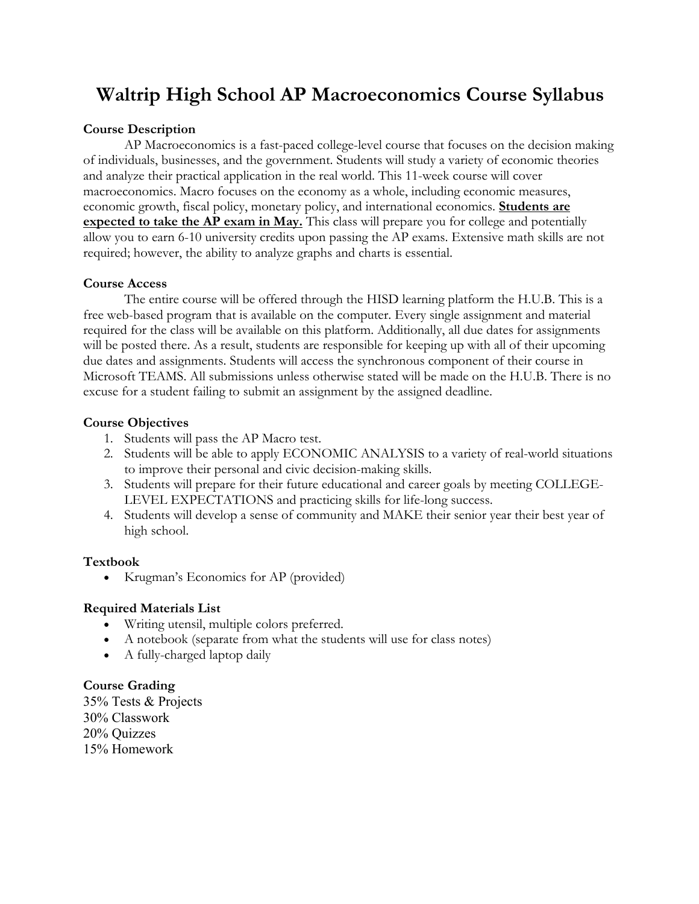# Waltrip High School AP Macroeconomics Course Syllabus

**Course Description**

AP Macroeconomics is a fast-paced college-level course that focuses on the decision making of individuals, businesses, and the government. Students will study a variety of economic theories and analyze their practical application in the real world. This 11-week course will cover macroeconomics. Macro focuses on the economy as a whole, including economic measures, economic growth, fiscal policy, monetary policy, and international economics. **Students are expected to take the AP exam in May.** This class will prepare you for college and potentially allow you to earn 6-10 university credits upon passing the AP exams. Extensive math skills are not required; however, the ability to analyze graphs and charts is essential.

**Course Access**

The entire course will be offered through the HISD learning platform the H.U.B. This is a free web-based program that is available on the computer. Every single assignment and material required for the class will be available on this platform. Additionally, all due dates for assignments will be posted there. As a result, students are responsible for keeping up with all of their upcoming due dates and assignments. Students will access the synchronous component of their course in Microsoft TEAMS. All submissions unless otherwise stated will be made on the H.U.B. There is no excuse for a student failing to submit an assignment by the assigned deadline.

**Course Objectives**

1. Students will pass the AP Macro test.
2. Students will be able to apply ECONOMIC ANALYSIS to a variety of real-world situations to improve their personal and civic decision-making skills.
3. Students will prepare for their future educational and career goals by meeting COLLEGE-LEVEL EXPECTATIONS and practicing skills for life-long success.
4. Students will develop a sense of community and MAKE their senior year their best year of high school.

**Textbook**

- Krugman's Economics for AP (provided)

**Required Materials List**

- Writing utensil, multiple colors preferred.
- A notebook (separate from what the students will use for class notes)
- A fully-charged laptop daily

**Course Grading**

35% Tests & Projects
30% Classwork
20% Quizzes
15% Homework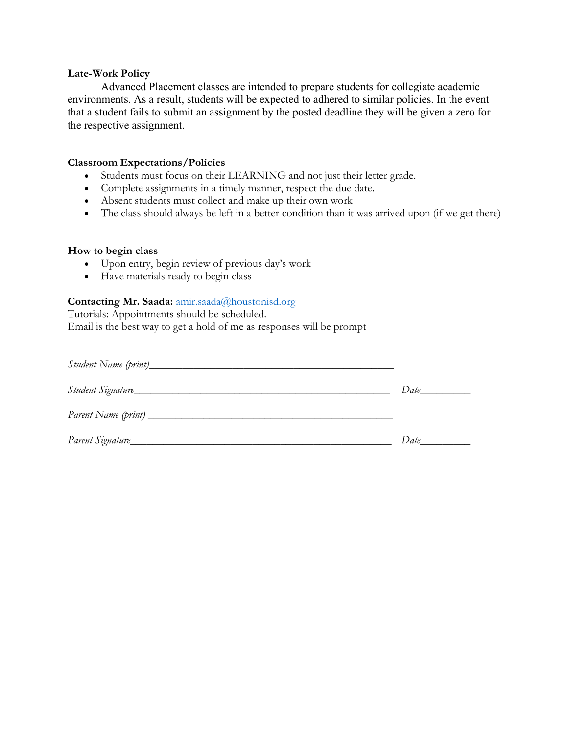**Late-Work Policy**

Advanced Placement classes are intended to prepare students for collegiate academic environments. As a result, students will be expected to adhered to similar policies. In the event that a student fails to submit an assignment by the posted deadline they will be given a zero for the respective assignment.

**Classroom Expectations/Policies**

- Students must focus on their LEARNING and not just their letter grade.
- Complete assignments in a timely manner, respect the due date.
- Absent students must collect and make up their own work
- The class should always be left in a better condition than it was arrived upon (if we get there)

**How to begin class**

- Upon entry, begin review of previous day's work
- Have materials ready to begin class

**Contacting Mr. Saada:** amir.saada@houstonisd.org
Tutorials: Appointments should be scheduled.
Email is the best way to get a hold of me as responses will be prompt

*Student Name (print)*_______________________________________________

*Student Signature*_______________________________________________ *Date*_________

*Parent Name (print)* _______________________________________________

*Parent Signature*_______________________________________________ *Date*_________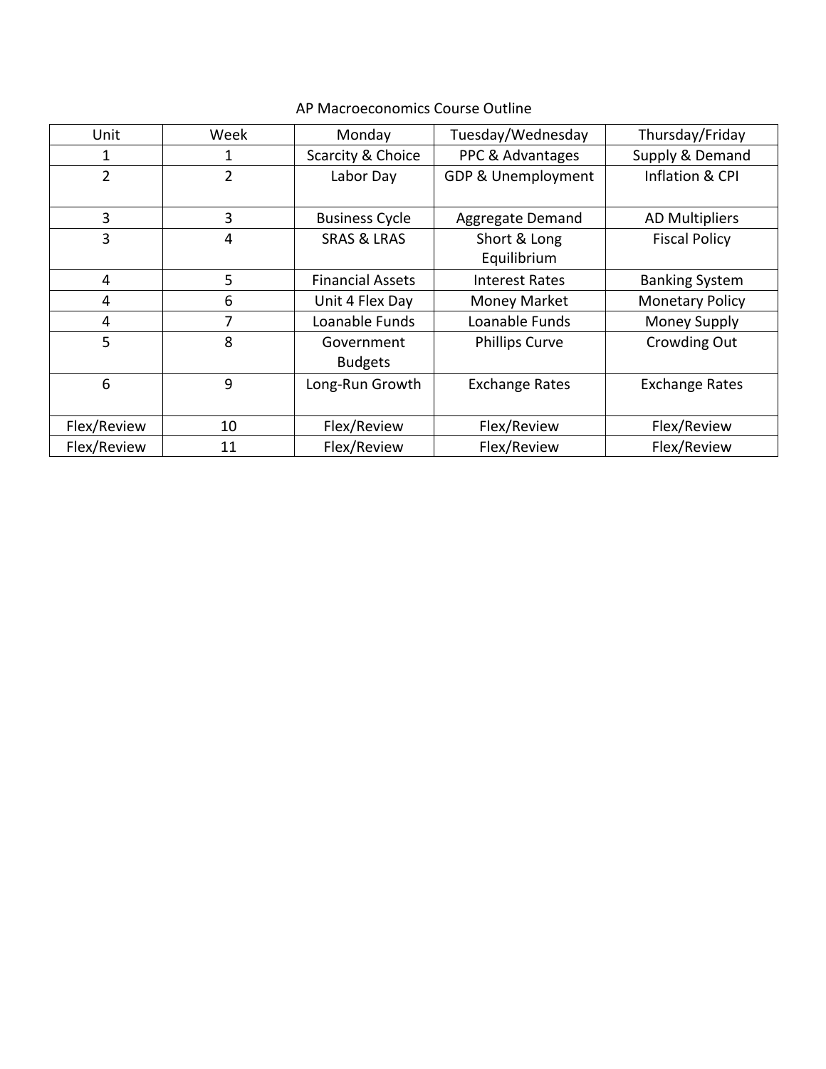AP Macroeconomics Course Outline

| Unit | Week | Monday | Tuesday/Wednesday | Thursday/Friday |
|---|---|---|---|---|
| 1 | 1 | Scarcity & Choice | PPC & Advantages | Supply & Demand |
| 2 | 2 | Labor Day | GDP & Unemployment | Inflation & CPI |
| 3 | 3 | Business Cycle | Aggregate Demand | AD Multipliers |
| 3 | 4 | SRAS & LRAS | Short & Long Equilibrium | Fiscal Policy |
| 4 | 5 | Financial Assets | Interest Rates | Banking System |
| 4 | 6 | Unit 4 Flex Day | Money Market | Monetary Policy |
| 4 | 7 | Loanable Funds | Loanable Funds | Money Supply |
| 5 | 8 | Government Budgets | Phillips Curve | Crowding Out |
| 6 | 9 | Long-Run Growth | Exchange Rates | Exchange Rates |
| Flex/Review | 10 | Flex/Review | Flex/Review | Flex/Review |
| Flex/Review | 11 | Flex/Review | Flex/Review | Flex/Review |